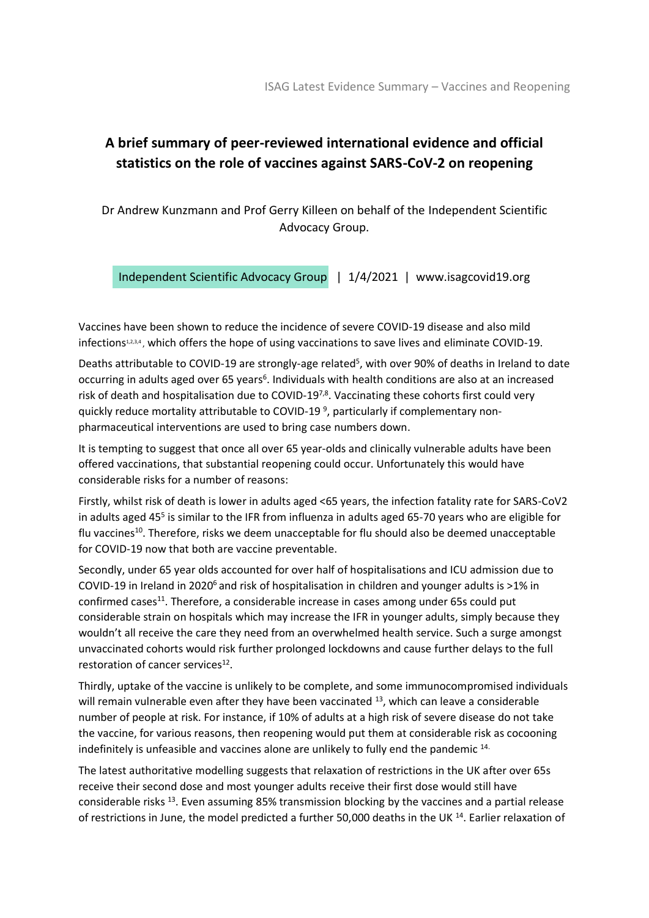# A brief summary of peer-reviewed international evidence and official statistics on the role of vaccines against SARS-CoV-2 on reopening

Dr Andrew Kunzmann and Prof Gerry Killeen on behalf of the Independent Scientific Advocacy Group.

Independent Scientific Advocacy Group | 1/4/2021 | www.isagcovid19.org

Vaccines have been shown to reduce the incidence of severe COVID-19 disease and also mild infections[1,2,3,4], which offers the hope of using vaccinations to save lives and eliminate COVID-19.

Deaths attributable to COVID-19 are strongly-age related[5], with over 90% of deaths in Ireland to date occurring in adults aged over 65 years[6]. Individuals with health conditions are also at an increased risk of death and hospitalisation due to COVID-19[7,8]. Vaccinating these cohorts first could very quickly reduce mortality attributable to COVID-19 [9], particularly if complementary non-pharmaceutical interventions are used to bring case numbers down.

It is tempting to suggest that once all over 65 year-olds and clinically vulnerable adults have been offered vaccinations, that substantial reopening could occur. Unfortunately this would have considerable risks for a number of reasons:

Firstly, whilst risk of death is lower in adults aged <65 years, the infection fatality rate for SARS-CoV2 in adults aged 45[5] is similar to the IFR from influenza in adults aged 65-70 years who are eligible for flu vaccines[10]. Therefore, risks we deem unacceptable for flu should also be deemed unacceptable for COVID-19 now that both are vaccine preventable.

Secondly, under 65 year olds accounted for over half of hospitalisations and ICU admission due to COVID-19 in Ireland in 2020[6] and risk of hospitalisation in children and younger adults is >1% in confirmed cases[11]. Therefore, a considerable increase in cases among under 65s could put considerable strain on hospitals which may increase the IFR in younger adults, simply because they wouldn't all receive the care they need from an overwhelmed health service. Such a surge amongst unvaccinated cohorts would risk further prolonged lockdowns and cause further delays to the full restoration of cancer services[12].

Thirdly, uptake of the vaccine is unlikely to be complete, and some immunocompromised individuals will remain vulnerable even after they have been vaccinated [13], which can leave a considerable number of people at risk. For instance, if 10% of adults at a high risk of severe disease do not take the vaccine, for various reasons, then reopening would put them at considerable risk as cocooning indefinitely is unfeasible and vaccines alone are unlikely to fully end the pandemic [14].

The latest authoritative modelling suggests that relaxation of restrictions in the UK after over 65s receive their second dose and most younger adults receive their first dose would still have considerable risks [13]. Even assuming 85% transmission blocking by the vaccines and a partial release of restrictions in June, the model predicted a further 50,000 deaths in the UK [14]. Earlier relaxation of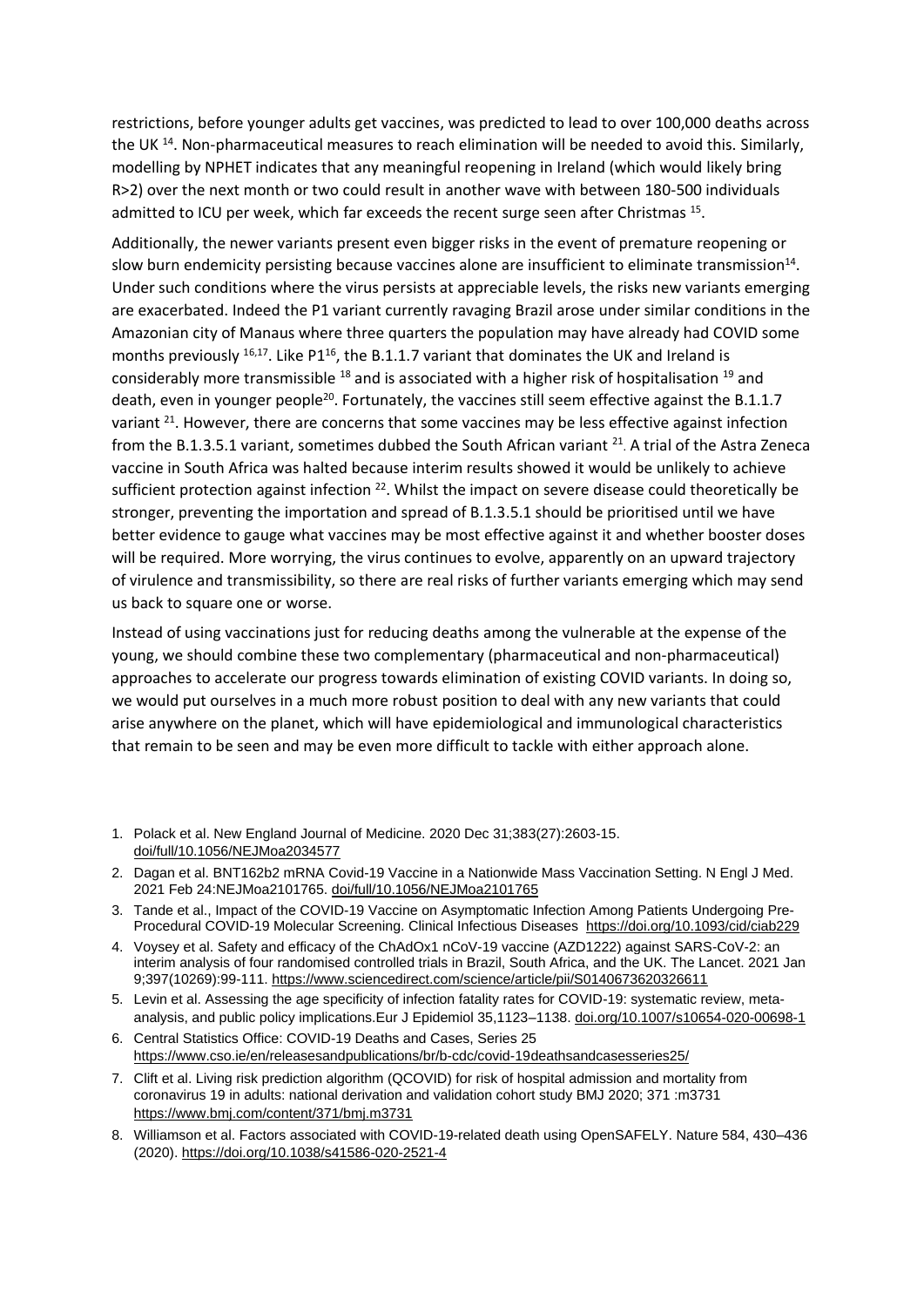restrictions, before younger adults get vaccines, was predicted to lead to over 100,000 deaths across the UK [14]. Non-pharmaceutical measures to reach elimination will be needed to avoid this. Similarly, modelling by NPHET indicates that any meaningful reopening in Ireland (which would likely bring R>2) over the next month or two could result in another wave with between 180-500 individuals admitted to ICU per week, which far exceeds the recent surge seen after Christmas [15].

Additionally, the newer variants present even bigger risks in the event of premature reopening or slow burn endemicity persisting because vaccines alone are insufficient to eliminate transmission[14]. Under such conditions where the virus persists at appreciable levels, the risks new variants emerging are exacerbated. Indeed the P1 variant currently ravaging Brazil arose under similar conditions in the Amazonian city of Manaus where three quarters the population may have already had COVID some months previously [16,17]. Like P1[16], the B.1.1.7 variant that dominates the UK and Ireland is considerably more transmissible [18] and is associated with a higher risk of hospitalisation [19] and death, even in younger people[20]. Fortunately, the vaccines still seem effective against the B.1.1.7 variant [21]. However, there are concerns that some vaccines may be less effective against infection from the B.1.3.5.1 variant, sometimes dubbed the South African variant [21]. A trial of the Astra Zeneca vaccine in South Africa was halted because interim results showed it would be unlikely to achieve sufficient protection against infection [22]. Whilst the impact on severe disease could theoretically be stronger, preventing the importation and spread of B.1.3.5.1 should be prioritised until we have better evidence to gauge what vaccines may be most effective against it and whether booster doses will be required. More worrying, the virus continues to evolve, apparently on an upward trajectory of virulence and transmissibility, so there are real risks of further variants emerging which may send us back to square one or worse.

Instead of using vaccinations just for reducing deaths among the vulnerable at the expense of the young, we should combine these two complementary (pharmaceutical and non-pharmaceutical) approaches to accelerate our progress towards elimination of existing COVID variants. In doing so, we would put ourselves in a much more robust position to deal with any new variants that could arise anywhere on the planet, which will have epidemiological and immunological characteristics that remain to be seen and may be even more difficult to tackle with either approach alone.

1. Polack et al. New England Journal of Medicine. 2020 Dec 31;383(27):2603-15. doi/full/10.1056/NEJMoa2034577
2. Dagan et al. BNT162b2 mRNA Covid-19 Vaccine in a Nationwide Mass Vaccination Setting. N Engl J Med. 2021 Feb 24:NEJMoa2101765. doi/full/10.1056/NEJMoa2101765
3. Tande et al., Impact of the COVID-19 Vaccine on Asymptomatic Infection Among Patients Undergoing Pre-Procedural COVID-19 Molecular Screening. Clinical Infectious Diseases https://doi.org/10.1093/cid/ciab229
4. Voysey et al. Safety and efficacy of the ChAdOx1 nCoV-19 vaccine (AZD1222) against SARS-CoV-2: an interim analysis of four randomised controlled trials in Brazil, South Africa, and the UK. The Lancet. 2021 Jan 9;397(10269):99-111. https://www.sciencedirect.com/science/article/pii/S0140673620326611
5. Levin et al. Assessing the age specificity of infection fatality rates for COVID-19: systematic review, meta-analysis, and public policy implications.Eur J Epidemiol 35,1123–1138. doi.org/10.1007/s10654-020-00698-1
6. Central Statistics Office: COVID-19 Deaths and Cases, Series 25 https://www.cso.ie/en/releasesandpublications/br/b-cdc/covid-19deathsandcasesseries25/
7. Clift et al. Living risk prediction algorithm (QCOVID) for risk of hospital admission and mortality from coronavirus 19 in adults: national derivation and validation cohort study BMJ 2020; 371 :m3731 https://www.bmj.com/content/371/bmj.m3731
8. Williamson et al. Factors associated with COVID-19-related death using OpenSAFELY. Nature 584, 430–436 (2020). https://doi.org/10.1038/s41586-020-2521-4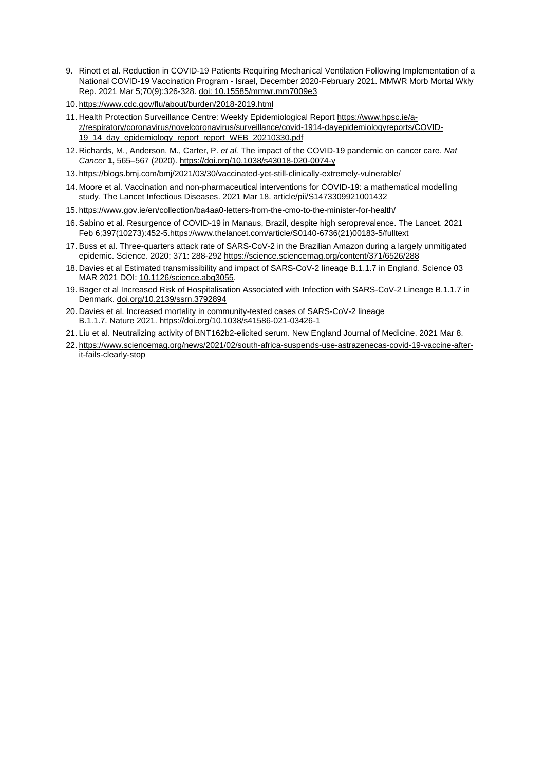9. Rinott et al. Reduction in COVID-19 Patients Requiring Mechanical Ventilation Following Implementation of a National COVID-19 Vaccination Program - Israel, December 2020-February 2021. MMWR Morb Mortal Wkly Rep. 2021 Mar 5;70(9):326-328. doi: 10.15585/mmwr.mm7009e3
10. https://www.cdc.gov/flu/about/burden/2018-2019.html
11. Health Protection Surveillance Centre: Weekly Epidemiological Report https://www.hpsc.ie/a-z/respiratory/coronavirus/novelcoronavirus/surveillance/covid-1914-dayepidemiologyreports/COVID-19_14_day_epidemiology_report_report_WEB_20210330.pdf
12. Richards, M., Anderson, M., Carter, P. *et al.* The impact of the COVID-19 pandemic on cancer care. *Nat Cancer* **1,** 565–567 (2020). https://doi.org/10.1038/s43018-020-0074-y
13. https://blogs.bmj.com/bmj/2021/03/30/vaccinated-yet-still-clinically-extremely-vulnerable/
14. Moore et al. Vaccination and non-pharmaceutical interventions for COVID-19: a mathematical modelling study. The Lancet Infectious Diseases. 2021 Mar 18. article/pii/S1473309921001432
15. https://www.gov.ie/en/collection/ba4aa0-letters-from-the-cmo-to-the-minister-for-health/
16. Sabino et al. Resurgence of COVID-19 in Manaus, Brazil, despite high seroprevalence. The Lancet. 2021 Feb 6;397(10273):452-5.https://www.thelancet.com/article/S0140-6736(21)00183-5/fulltext
17. Buss et al. Three-quarters attack rate of SARS-CoV-2 in the Brazilian Amazon during a largely unmitigated epidemic. Science. 2020; 371: 288-292 https://science.sciencemag.org/content/371/6526/288
18. Davies et al Estimated transmissibility and impact of SARS-CoV-2 lineage B.1.1.7 in England. Science 03 MAR 2021 DOI: 10.1126/science.abg3055.
19. Bager et al Increased Risk of Hospitalisation Associated with Infection with SARS-CoV-2 Lineage B.1.1.7 in Denmark. doi.org/10.2139/ssrn.3792894
20. Davies et al. Increased mortality in community-tested cases of SARS-CoV-2 lineage B.1.1.7. Nature 2021. https://doi.org/10.1038/s41586-021-03426-1
21. Liu et al. Neutralizing activity of BNT162b2-elicited serum. New England Journal of Medicine. 2021 Mar 8.
22. https://www.sciencemag.org/news/2021/02/south-africa-suspends-use-astrazenecas-covid-19-vaccine-after-it-fails-clearly-stop